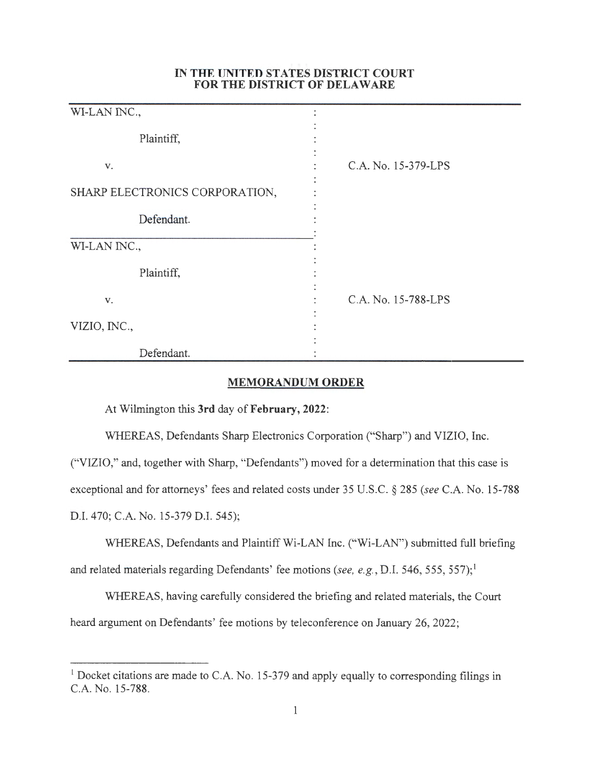**IN THE UNITED STATES DISTRICT COURT**
**FOR THE DISTRICT OF DELAWARE**

| | | |
|---|---|---|
| WI-LAN INC., | : | |
| Plaintiff, | : | |
| v. | : | C.A. No. 15-379-LPS |
| SHARP ELECTRONICS CORPORATION, | : | |
| Defendant. | : | |
| WI-LAN INC., | : | |
| Plaintiff, | : | |
| v. | : | C.A. No. 15-788-LPS |
| VIZIO, INC., | : | |
| Defendant. | : | |

## MEMORANDUM ORDER

At Wilmington this **3rd** day of **February, 2022**:

WHEREAS, Defendants Sharp Electronics Corporation ("Sharp") and VIZIO, Inc. ("VIZIO," and, together with Sharp, "Defendants") moved for a determination that this case is exceptional and for attorneys' fees and related costs under 35 U.S.C. § 285 (*see* C.A. No. 15-788 D.I. 470; C.A. No. 15-379 D.I. 545);

WHEREAS, Defendants and Plaintiff Wi-LAN Inc. ("Wi-LAN") submitted full briefing and related materials regarding Defendants' fee motions (*see, e.g.*, D.I. 546, 555, 557);[1]

WHEREAS, having carefully considered the briefing and related materials, the Court heard argument on Defendants' fee motions by teleconference on January 26, 2022;

---

[1] Docket citations are made to C.A. No. 15-379 and apply equally to corresponding filings in C.A. No. 15-788.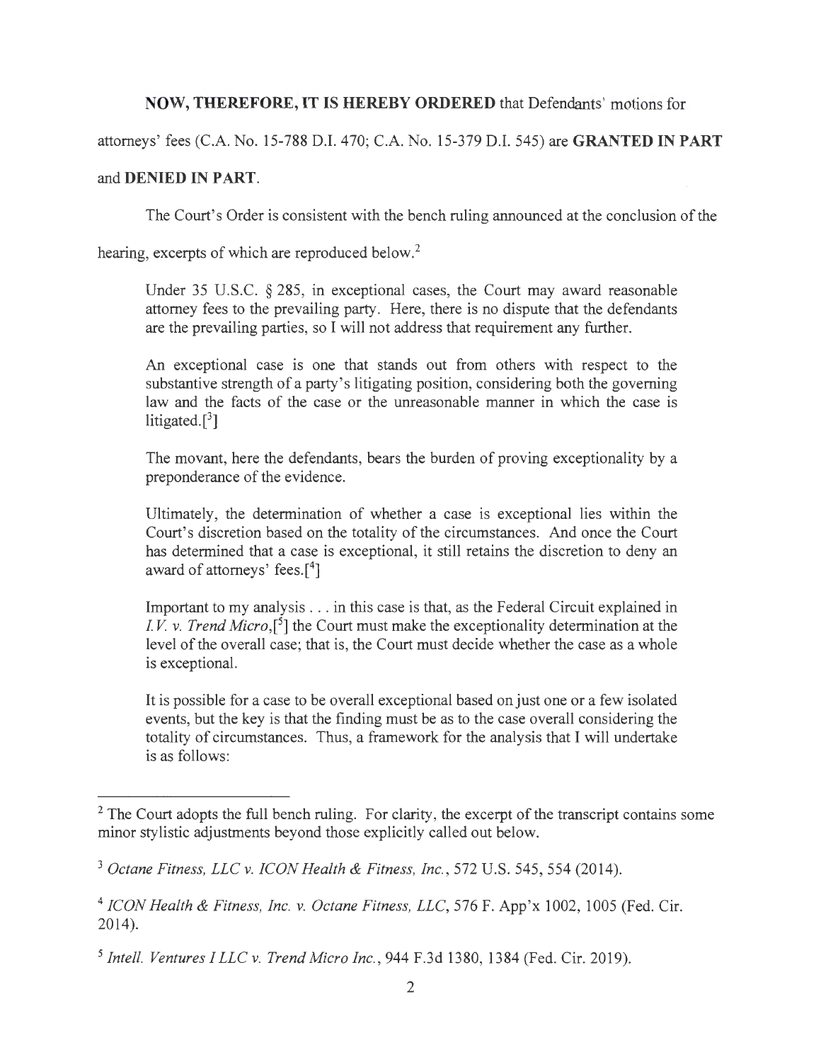**NOW, THEREFORE, IT IS HEREBY ORDERED** that Defendants' motions for attorneys' fees (C.A. No. 15-788 D.I. 470; C.A. No. 15-379 D.I. 545) are **GRANTED IN PART** and **DENIED IN PART**.

The Court's Order is consistent with the bench ruling announced at the conclusion of the hearing, excerpts of which are reproduced below.[2]

> Under 35 U.S.C. § 285, in exceptional cases, the Court may award reasonable attorney fees to the prevailing party. Here, there is no dispute that the defendants are the prevailing parties, so I will not address that requirement any further.
>
> An exceptional case is one that stands out from others with respect to the substantive strength of a party's litigating position, considering both the governing law and the facts of the case or the unreasonable manner in which the case is litigated.[[3]]
>
> The movant, here the defendants, bears the burden of proving exceptionality by a preponderance of the evidence.
>
> Ultimately, the determination of whether a case is exceptional lies within the Court's discretion based on the totality of the circumstances. And once the Court has determined that a case is exceptional, it still retains the discretion to deny an award of attorneys' fees.[[4]]
>
> Important to my analysis . . . in this case is that, as the Federal Circuit explained in *I.V. v. Trend Micro*,[[5]] the Court must make the exceptionality determination at the level of the overall case; that is, the Court must decide whether the case as a whole is exceptional.
>
> It is possible for a case to be overall exceptional based on just one or a few isolated events, but the key is that the finding must be as to the case overall considering the totality of circumstances. Thus, a framework for the analysis that I will undertake is as follows:

---

[2] The Court adopts the full bench ruling. For clarity, the excerpt of the transcript contains some minor stylistic adjustments beyond those explicitly called out below.

[3] *Octane Fitness, LLC v. ICON Health & Fitness, Inc.*, 572 U.S. 545, 554 (2014).

[4] *ICON Health & Fitness, Inc. v. Octane Fitness, LLC*, 576 F. App'x 1002, 1005 (Fed. Cir. 2014).

[5] *Intell. Ventures I LLC v. Trend Micro Inc.*, 944 F.3d 1380, 1384 (Fed. Cir. 2019).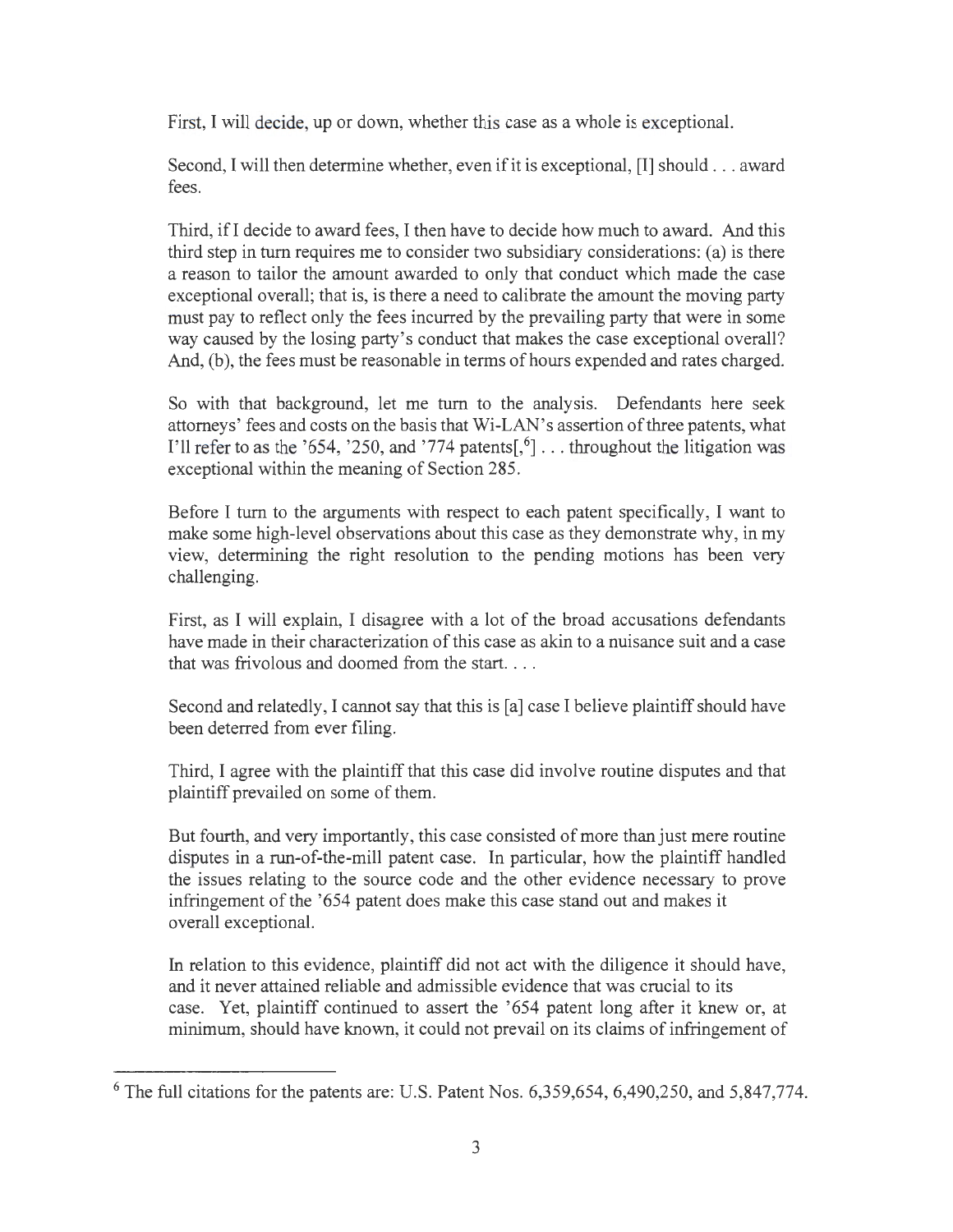First, I will decide, up or down, whether this case as a whole is exceptional.

Second, I will then determine whether, even if it is exceptional, [I] should . . . award fees.

Third, if I decide to award fees, I then have to decide how much to award. And this third step in turn requires me to consider two subsidiary considerations: (a) is there a reason to tailor the amount awarded to only that conduct which made the case exceptional overall; that is, is there a need to calibrate the amount the moving party must pay to reflect only the fees incurred by the prevailing party that were in some way caused by the losing party's conduct that makes the case exceptional overall? And, (b), the fees must be reasonable in terms of hours expended and rates charged.

So with that background, let me turn to the analysis. Defendants here seek attorneys' fees and costs on the basis that Wi-LAN's assertion of three patents, what I'll refer to as the '654, '250, and '774 patents[,[6]] . . . throughout the litigation was exceptional within the meaning of Section 285.

Before I turn to the arguments with respect to each patent specifically, I want to make some high-level observations about this case as they demonstrate why, in my view, determining the right resolution to the pending motions has been very challenging.

First, as I will explain, I disagree with a lot of the broad accusations defendants have made in their characterization of this case as akin to a nuisance suit and a case that was frivolous and doomed from the start. . . .

Second and relatedly, I cannot say that this is [a] case I believe plaintiff should have been deterred from ever filing.

Third, I agree with the plaintiff that this case did involve routine disputes and that plaintiff prevailed on some of them.

But fourth, and very importantly, this case consisted of more than just mere routine disputes in a run-of-the-mill patent case. In particular, how the plaintiff handled the issues relating to the source code and the other evidence necessary to prove infringement of the '654 patent does make this case stand out and makes it overall exceptional.

In relation to this evidence, plaintiff did not act with the diligence it should have, and it never attained reliable and admissible evidence that was crucial to its case. Yet, plaintiff continued to assert the '654 patent long after it knew or, at minimum, should have known, it could not prevail on its claims of infringement of

[6] The full citations for the patents are: U.S. Patent Nos. 6,359,654, 6,490,250, and 5,847,774.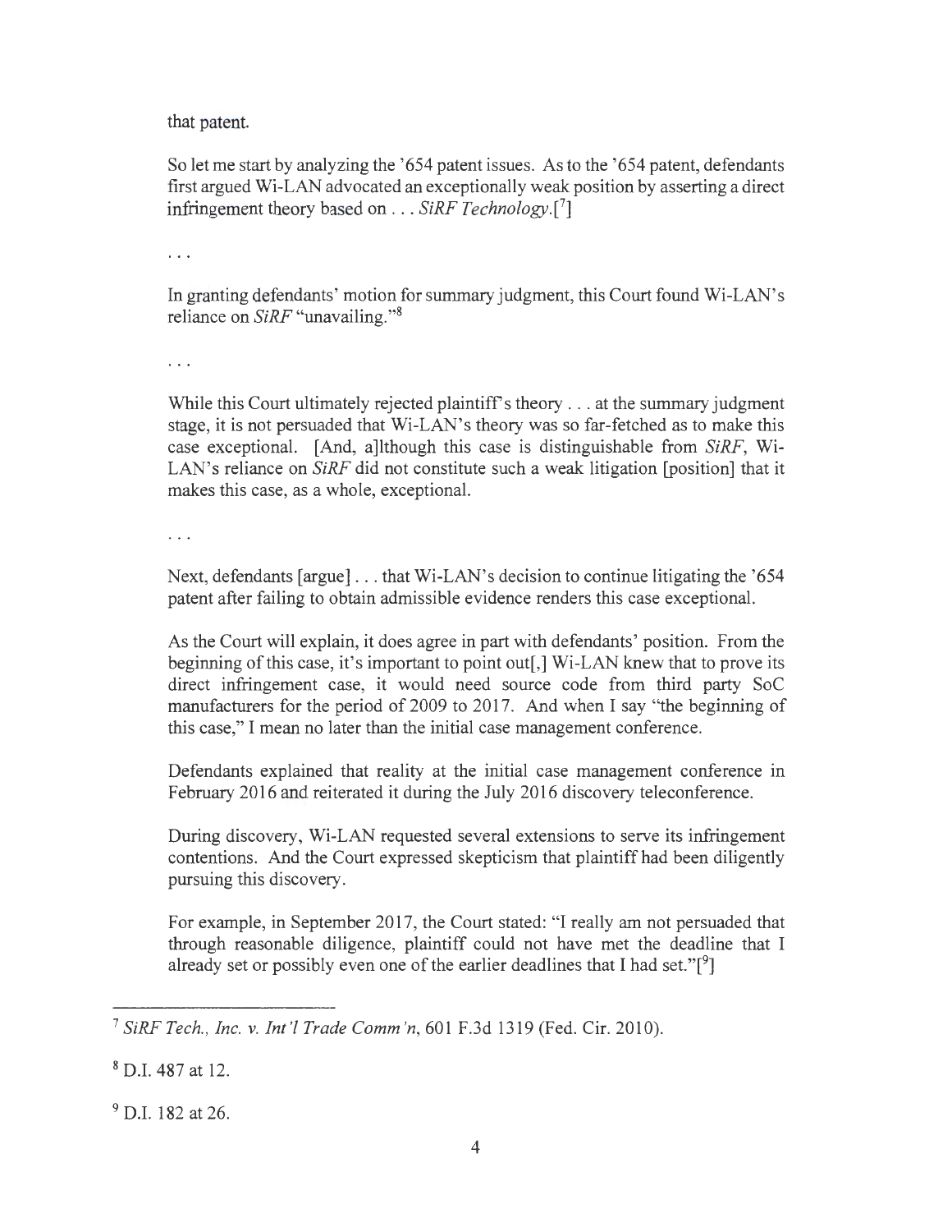that patent.

So let me start by analyzing the '654 patent issues. As to the '654 patent, defendants first argued Wi-LAN advocated an exceptionally weak position by asserting a direct infringement theory based on . . . *SiRF Technology*.[7]

. . .

In granting defendants' motion for summary judgment, this Court found Wi-LAN's reliance on *SiRF* "unavailing."[8]

. . .

While this Court ultimately rejected plaintiff's theory . . . at the summary judgment stage, it is not persuaded that Wi-LAN's theory was so far-fetched as to make this case exceptional. [And, a]lthough this case is distinguishable from *SiRF*, Wi-LAN's reliance on *SiRF* did not constitute such a weak litigation [position] that it makes this case, as a whole, exceptional.

. . .

Next, defendants [argue] . . . that Wi-LAN's decision to continue litigating the '654 patent after failing to obtain admissible evidence renders this case exceptional.

As the Court will explain, it does agree in part with defendants' position. From the beginning of this case, it's important to point out[,] Wi-LAN knew that to prove its direct infringement case, it would need source code from third party SoC manufacturers for the period of 2009 to 2017. And when I say "the beginning of this case," I mean no later than the initial case management conference.

Defendants explained that reality at the initial case management conference in February 2016 and reiterated it during the July 2016 discovery teleconference.

During discovery, Wi-LAN requested several extensions to serve its infringement contentions. And the Court expressed skepticism that plaintiff had been diligently pursuing this discovery.

For example, in September 2017, the Court stated: "I really am not persuaded that through reasonable diligence, plaintiff could not have met the deadline that I already set or possibly even one of the earlier deadlines that I had set."[9]

---

[7] *SiRF Tech., Inc. v. Int'l Trade Comm'n*, 601 F.3d 1319 (Fed. Cir. 2010).

[8] D.I. 487 at 12.

[9] D.I. 182 at 26.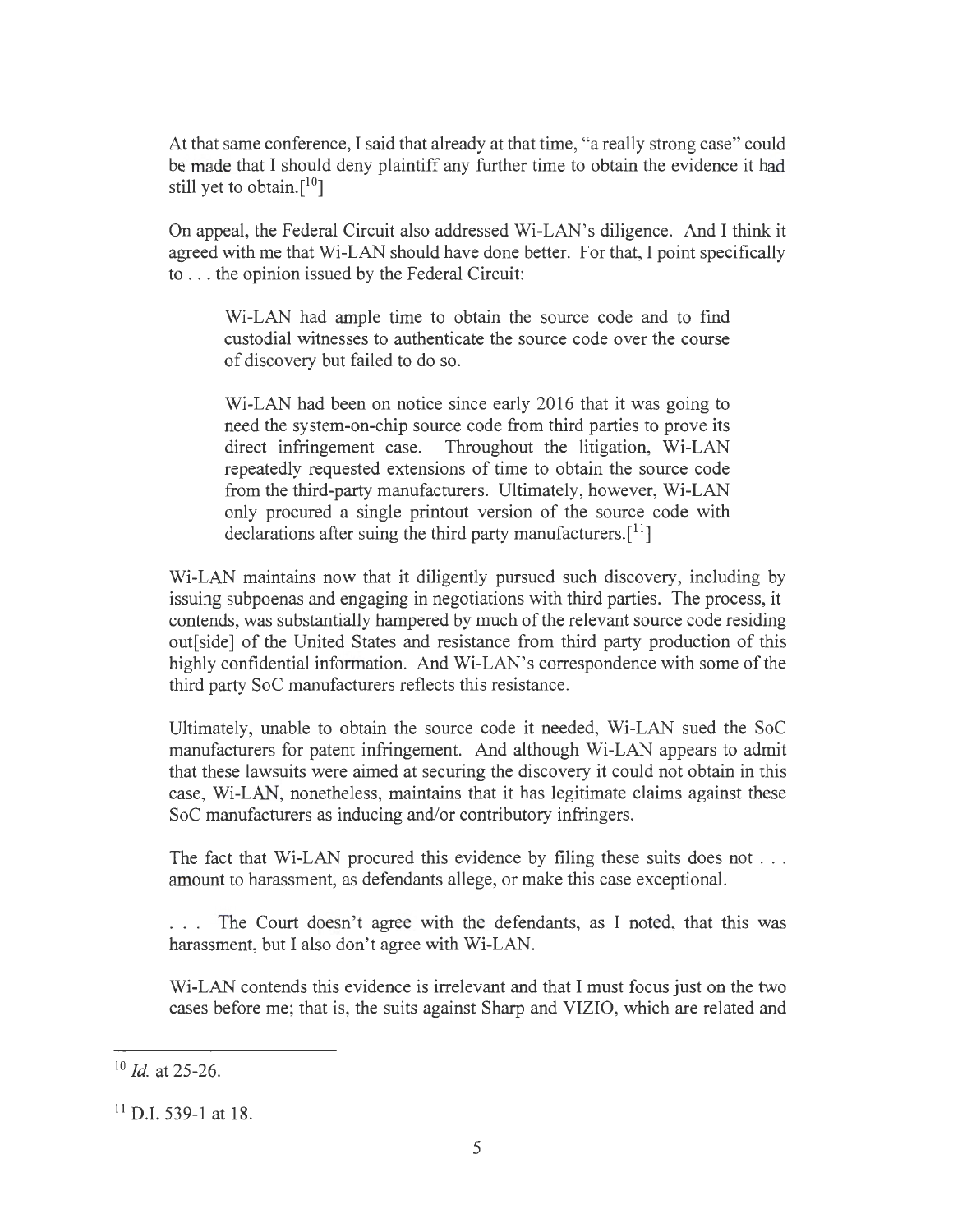At that same conference, I said that already at that time, "a really strong case" could be made that I should deny plaintiff any further time to obtain the evidence it had still yet to obtain.[10]

On appeal, the Federal Circuit also addressed Wi-LAN's diligence. And I think it agreed with me that Wi-LAN should have done better. For that, I point specifically to . . . the opinion issued by the Federal Circuit:

> Wi-LAN had ample time to obtain the source code and to find custodial witnesses to authenticate the source code over the course of discovery but failed to do so.
>
> Wi-LAN had been on notice since early 2016 that it was going to need the system-on-chip source code from third parties to prove its direct infringement case. Throughout the litigation, Wi-LAN repeatedly requested extensions of time to obtain the source code from the third-party manufacturers. Ultimately, however, Wi-LAN only procured a single printout version of the source code with declarations after suing the third party manufacturers.[11]

Wi-LAN maintains now that it diligently pursued such discovery, including by issuing subpoenas and engaging in negotiations with third parties. The process, it contends, was substantially hampered by much of the relevant source code residing out[side] of the United States and resistance from third party production of this highly confidential information. And Wi-LAN's correspondence with some of the third party SoC manufacturers reflects this resistance.

Ultimately, unable to obtain the source code it needed, Wi-LAN sued the SoC manufacturers for patent infringement. And although Wi-LAN appears to admit that these lawsuits were aimed at securing the discovery it could not obtain in this case, Wi-LAN, nonetheless, maintains that it has legitimate claims against these SoC manufacturers as inducing and/or contributory infringers.

The fact that Wi-LAN procured this evidence by filing these suits does not . . . amount to harassment, as defendants allege, or make this case exceptional.

. . . The Court doesn't agree with the defendants, as I noted, that this was harassment, but I also don't agree with Wi-LAN.

Wi-LAN contends this evidence is irrelevant and that I must focus just on the two cases before me; that is, the suits against Sharp and VIZIO, which are related and

---

[10] *Id.* at 25-26.

[11] D.I. 539-1 at 18.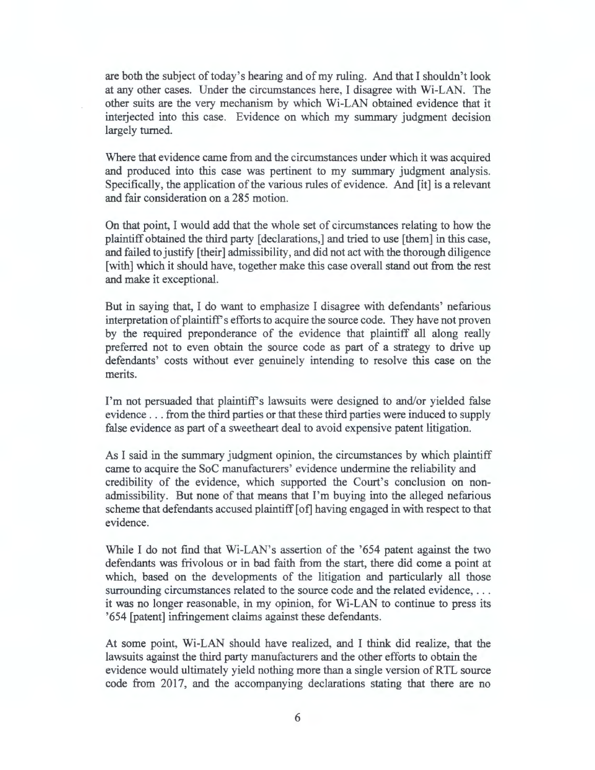are both the subject of today's hearing and of my ruling. And that I shouldn't look at any other cases. Under the circumstances here, I disagree with Wi-LAN. The other suits are the very mechanism by which Wi-LAN obtained evidence that it interjected into this case. Evidence on which my summary judgment decision largely turned.

Where that evidence came from and the circumstances under which it was acquired and produced into this case was pertinent to my summary judgment analysis. Specifically, the application of the various rules of evidence. And [it] is a relevant and fair consideration on a 285 motion.

On that point, I would add that the whole set of circumstances relating to how the plaintiff obtained the third party [declarations,] and tried to use [them] in this case, and failed to justify [their] admissibility, and did not act with the thorough diligence [with] which it should have, together make this case overall stand out from the rest and make it exceptional.

But in saying that, I do want to emphasize I disagree with defendants' nefarious interpretation of plaintiff's efforts to acquire the source code. They have not proven by the required preponderance of the evidence that plaintiff all along really preferred not to even obtain the source code as part of a strategy to drive up defendants' costs without ever genuinely intending to resolve this case on the merits.

I'm not persuaded that plaintiff's lawsuits were designed to and/or yielded false evidence . . . from the third parties or that these third parties were induced to supply false evidence as part of a sweetheart deal to avoid expensive patent litigation.

As I said in the summary judgment opinion, the circumstances by which plaintiff came to acquire the SoC manufacturers' evidence undermine the reliability and credibility of the evidence, which supported the Court's conclusion on non-admissibility. But none of that means that I'm buying into the alleged nefarious scheme that defendants accused plaintiff [of] having engaged in with respect to that evidence.

While I do not find that Wi-LAN's assertion of the '654 patent against the two defendants was frivolous or in bad faith from the start, there did come a point at which, based on the developments of the litigation and particularly all those surrounding circumstances related to the source code and the related evidence, . . . it was no longer reasonable, in my opinion, for Wi-LAN to continue to press its '654 [patent] infringement claims against these defendants.

At some point, Wi-LAN should have realized, and I think did realize, that the lawsuits against the third party manufacturers and the other efforts to obtain the evidence would ultimately yield nothing more than a single version of RTL source code from 2017, and the accompanying declarations stating that there are no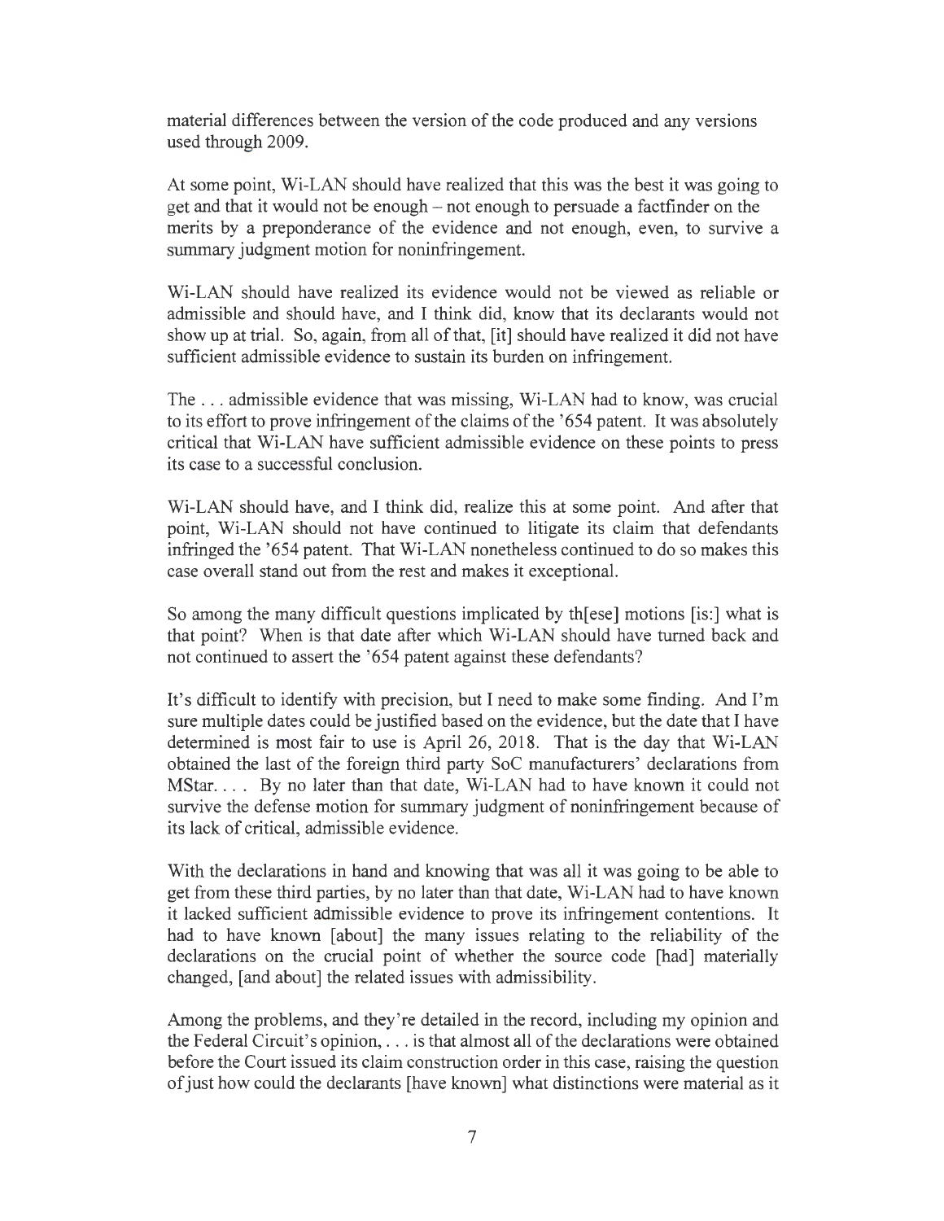material differences between the version of the code produced and any versions used through 2009.

At some point, Wi-LAN should have realized that this was the best it was going to get and that it would not be enough – not enough to persuade a factfinder on the merits by a preponderance of the evidence and not enough, even, to survive a summary judgment motion for noninfringement.

Wi-LAN should have realized its evidence would not be viewed as reliable or admissible and should have, and I think did, know that its declarants would not show up at trial. So, again, from all of that, [it] should have realized it did not have sufficient admissible evidence to sustain its burden on infringement.

The . . . admissible evidence that was missing, Wi-LAN had to know, was crucial to its effort to prove infringement of the claims of the '654 patent. It was absolutely critical that Wi-LAN have sufficient admissible evidence on these points to press its case to a successful conclusion.

Wi-LAN should have, and I think did, realize this at some point. And after that point, Wi-LAN should not have continued to litigate its claim that defendants infringed the '654 patent. That Wi-LAN nonetheless continued to do so makes this case overall stand out from the rest and makes it exceptional.

So among the many difficult questions implicated by th[ese] motions [is:] what is that point? When is that date after which Wi-LAN should have turned back and not continued to assert the '654 patent against these defendants?

It's difficult to identify with precision, but I need to make some finding. And I'm sure multiple dates could be justified based on the evidence, but the date that I have determined is most fair to use is April 26, 2018. That is the day that Wi-LAN obtained the last of the foreign third party SoC manufacturers' declarations from MStar. . . . By no later than that date, Wi-LAN had to have known it could not survive the defense motion for summary judgment of noninfringement because of its lack of critical, admissible evidence.

With the declarations in hand and knowing that was all it was going to be able to get from these third parties, by no later than that date, Wi-LAN had to have known it lacked sufficient admissible evidence to prove its infringement contentions. It had to have known [about] the many issues relating to the reliability of the declarations on the crucial point of whether the source code [had] materially changed, [and about] the related issues with admissibility.

Among the problems, and they're detailed in the record, including my opinion and the Federal Circuit's opinion, . . . is that almost all of the declarations were obtained before the Court issued its claim construction order in this case, raising the question of just how could the declarants [have known] what distinctions were material as it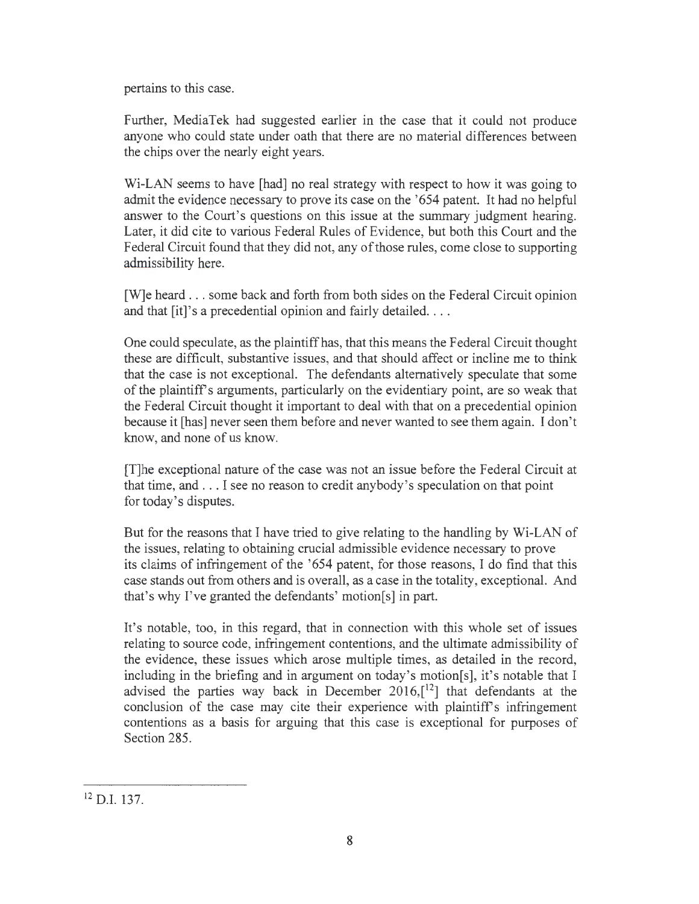pertains to this case.

Further, MediaTek had suggested earlier in the case that it could not produce anyone who could state under oath that there are no material differences between the chips over the nearly eight years.

Wi-LAN seems to have [had] no real strategy with respect to how it was going to admit the evidence necessary to prove its case on the '654 patent. It had no helpful answer to the Court's questions on this issue at the summary judgment hearing. Later, it did cite to various Federal Rules of Evidence, but both this Court and the Federal Circuit found that they did not, any of those rules, come close to supporting admissibility here.

[W]e heard . . . some back and forth from both sides on the Federal Circuit opinion and that [it]'s a precedential opinion and fairly detailed. . . .

One could speculate, as the plaintiff has, that this means the Federal Circuit thought these are difficult, substantive issues, and that should affect or incline me to think that the case is not exceptional. The defendants alternatively speculate that some of the plaintiff's arguments, particularly on the evidentiary point, are so weak that the Federal Circuit thought it important to deal with that on a precedential opinion because it [has] never seen them before and never wanted to see them again. I don't know, and none of us know.

[T]he exceptional nature of the case was not an issue before the Federal Circuit at that time, and . . . I see no reason to credit anybody's speculation on that point for today's disputes.

But for the reasons that I have tried to give relating to the handling by Wi-LAN of the issues, relating to obtaining crucial admissible evidence necessary to prove its claims of infringement of the '654 patent, for those reasons, I do find that this case stands out from others and is overall, as a case in the totality, exceptional. And that's why I've granted the defendants' motion[s] in part.

It's notable, too, in this regard, that in connection with this whole set of issues relating to source code, infringement contentions, and the ultimate admissibility of the evidence, these issues which arose multiple times, as detailed in the record, including in the briefing and in argument on today's motion[s], it's notable that I advised the parties way back in December 2016,[[12]] that defendants at the conclusion of the case may cite their experience with plaintiff's infringement contentions as a basis for arguing that this case is exceptional for purposes of Section 285.

---

[12] D.I. 137.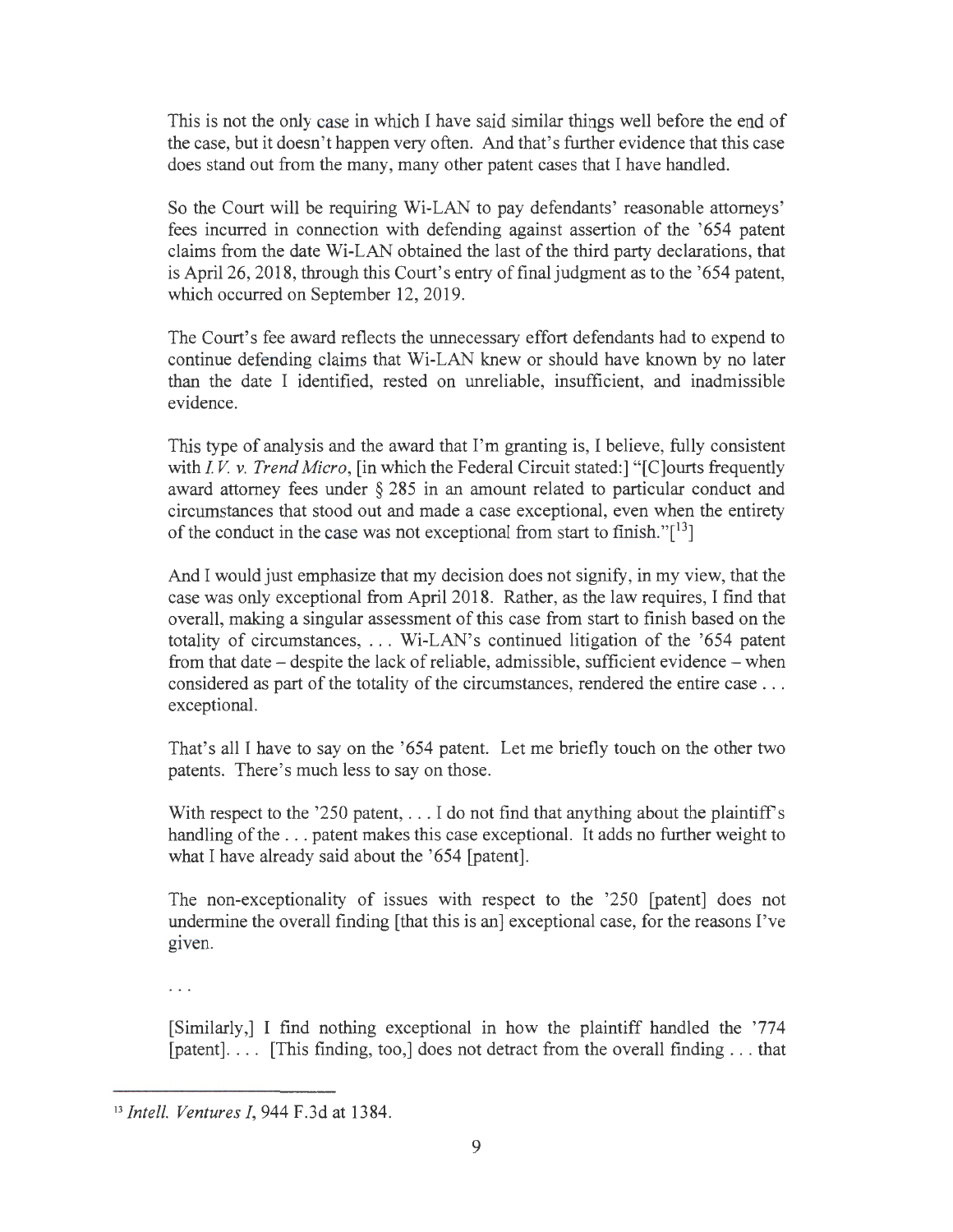This is not the only case in which I have said similar things well before the end of the case, but it doesn't happen very often. And that's further evidence that this case does stand out from the many, many other patent cases that I have handled.

So the Court will be requiring Wi-LAN to pay defendants' reasonable attorneys' fees incurred in connection with defending against assertion of the '654 patent claims from the date Wi-LAN obtained the last of the third party declarations, that is April 26, 2018, through this Court's entry of final judgment as to the '654 patent, which occurred on September 12, 2019.

The Court's fee award reflects the unnecessary effort defendants had to expend to continue defending claims that Wi-LAN knew or should have known by no later than the date I identified, rested on unreliable, insufficient, and inadmissible evidence.

This type of analysis and the award that I'm granting is, I believe, fully consistent with *I.V. v. Trend Micro*, [in which the Federal Circuit stated:] "[C]ourts frequently award attorney fees under § 285 in an amount related to particular conduct and circumstances that stood out and made a case exceptional, even when the entirety of the conduct in the case was not exceptional from start to finish."[13]

And I would just emphasize that my decision does not signify, in my view, that the case was only exceptional from April 2018. Rather, as the law requires, I find that overall, making a singular assessment of this case from start to finish based on the totality of circumstances, . . . Wi-LAN's continued litigation of the '654 patent from that date – despite the lack of reliable, admissible, sufficient evidence – when considered as part of the totality of the circumstances, rendered the entire case . . . exceptional.

That's all I have to say on the '654 patent. Let me briefly touch on the other two patents. There's much less to say on those.

With respect to the '250 patent, . . . I do not find that anything about the plaintiff's handling of the . . . patent makes this case exceptional. It adds no further weight to what I have already said about the '654 [patent].

The non-exceptionality of issues with respect to the '250 [patent] does not undermine the overall finding [that this is an] exceptional case, for the reasons I've given.

. . .

[Similarly,] I find nothing exceptional in how the plaintiff handled the '774 [patent]. . . . [This finding, too,] does not detract from the overall finding . . . that

[13] *Intell. Ventures I*, 944 F.3d at 1384.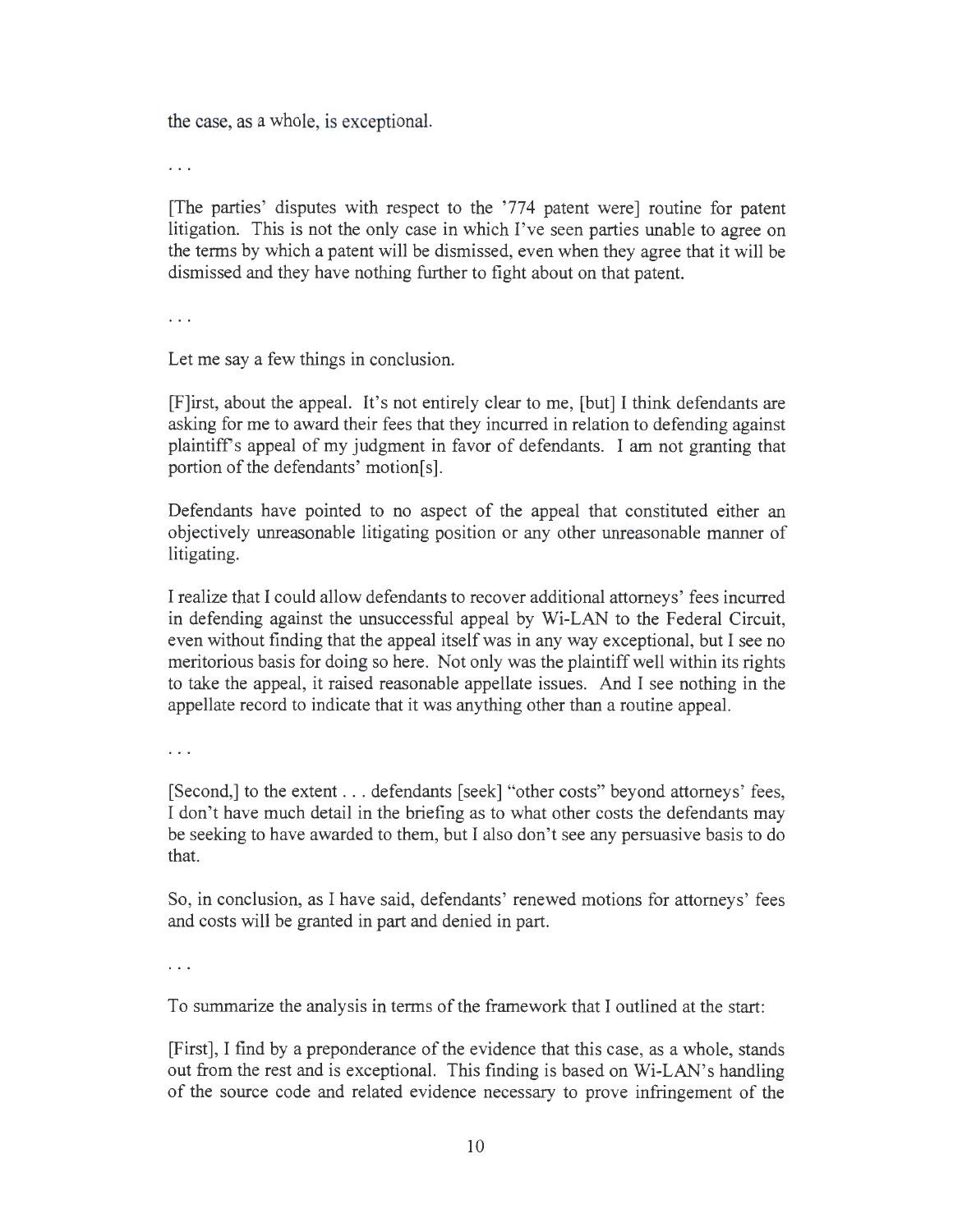the case, as a whole, is exceptional.

. . .

[The parties' disputes with respect to the '774 patent were] routine for patent litigation. This is not the only case in which I've seen parties unable to agree on the terms by which a patent will be dismissed, even when they agree that it will be dismissed and they have nothing further to fight about on that patent.

. . .

Let me say a few things in conclusion.

[F]irst, about the appeal. It's not entirely clear to me, [but] I think defendants are asking for me to award their fees that they incurred in relation to defending against plaintiff's appeal of my judgment in favor of defendants. I am not granting that portion of the defendants' motion[s].

Defendants have pointed to no aspect of the appeal that constituted either an objectively unreasonable litigating position or any other unreasonable manner of litigating.

I realize that I could allow defendants to recover additional attorneys' fees incurred in defending against the unsuccessful appeal by Wi-LAN to the Federal Circuit, even without finding that the appeal itself was in any way exceptional, but I see no meritorious basis for doing so here. Not only was the plaintiff well within its rights to take the appeal, it raised reasonable appellate issues. And I see nothing in the appellate record to indicate that it was anything other than a routine appeal.

. . .

[Second,] to the extent . . . defendants [seek] "other costs" beyond attorneys' fees, I don't have much detail in the briefing as to what other costs the defendants may be seeking to have awarded to them, but I also don't see any persuasive basis to do that.

So, in conclusion, as I have said, defendants' renewed motions for attorneys' fees and costs will be granted in part and denied in part.

. . .

To summarize the analysis in terms of the framework that I outlined at the start:

[First], I find by a preponderance of the evidence that this case, as a whole, stands out from the rest and is exceptional. This finding is based on Wi-LAN's handling of the source code and related evidence necessary to prove infringement of the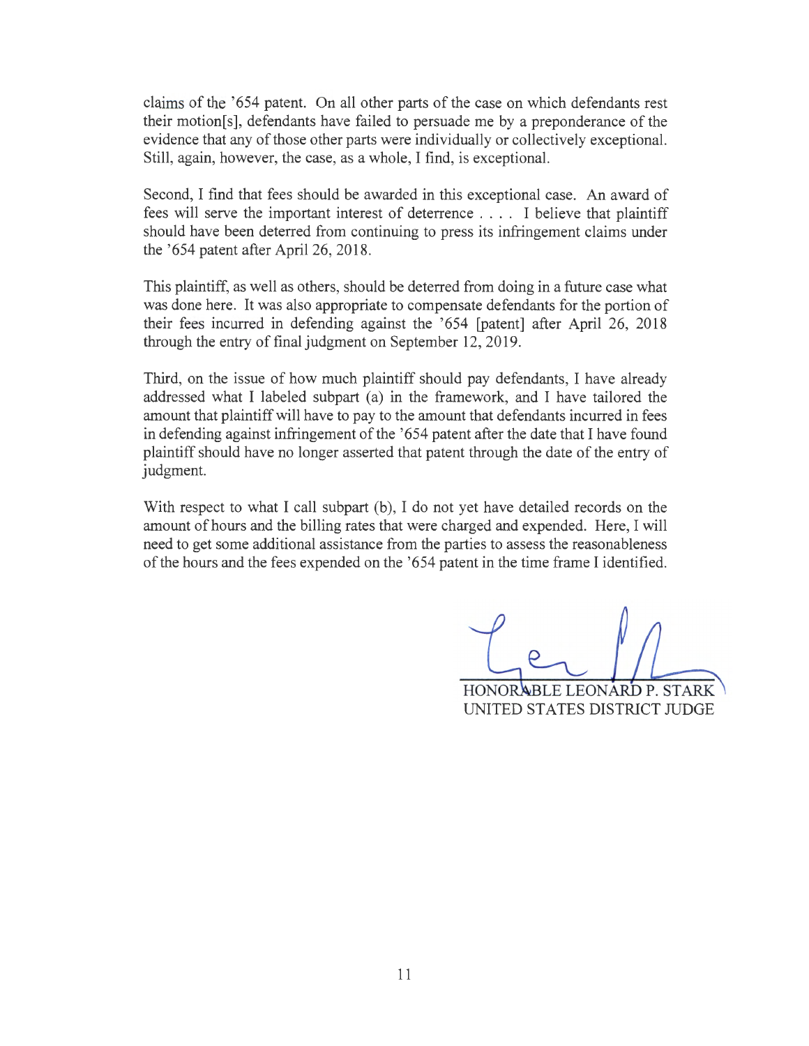claims of the '654 patent. On all other parts of the case on which defendants rest their motion[s], defendants have failed to persuade me by a preponderance of the evidence that any of those other parts were individually or collectively exceptional. Still, again, however, the case, as a whole, I find, is exceptional.

Second, I find that fees should be awarded in this exceptional case. An award of fees will serve the important interest of deterrence . . . . I believe that plaintiff should have been deterred from continuing to press its infringement claims under the '654 patent after April 26, 2018.

This plaintiff, as well as others, should be deterred from doing in a future case what was done here. It was also appropriate to compensate defendants for the portion of their fees incurred in defending against the '654 [patent] after April 26, 2018 through the entry of final judgment on September 12, 2019.

Third, on the issue of how much plaintiff should pay defendants, I have already addressed what I labeled subpart (a) in the framework, and I have tailored the amount that plaintiff will have to pay to the amount that defendants incurred in fees in defending against infringement of the '654 patent after the date that I have found plaintiff should have no longer asserted that patent through the date of the entry of judgment.

With respect to what I call subpart (b), I do not yet have detailed records on the amount of hours and the billing rates that were charged and expended. Here, I will need to get some additional assistance from the parties to assess the reasonableness of the hours and the fees expended on the '654 patent in the time frame I identified.

HONORABLE LEONARD P. STARK
UNITED STATES DISTRICT JUDGE